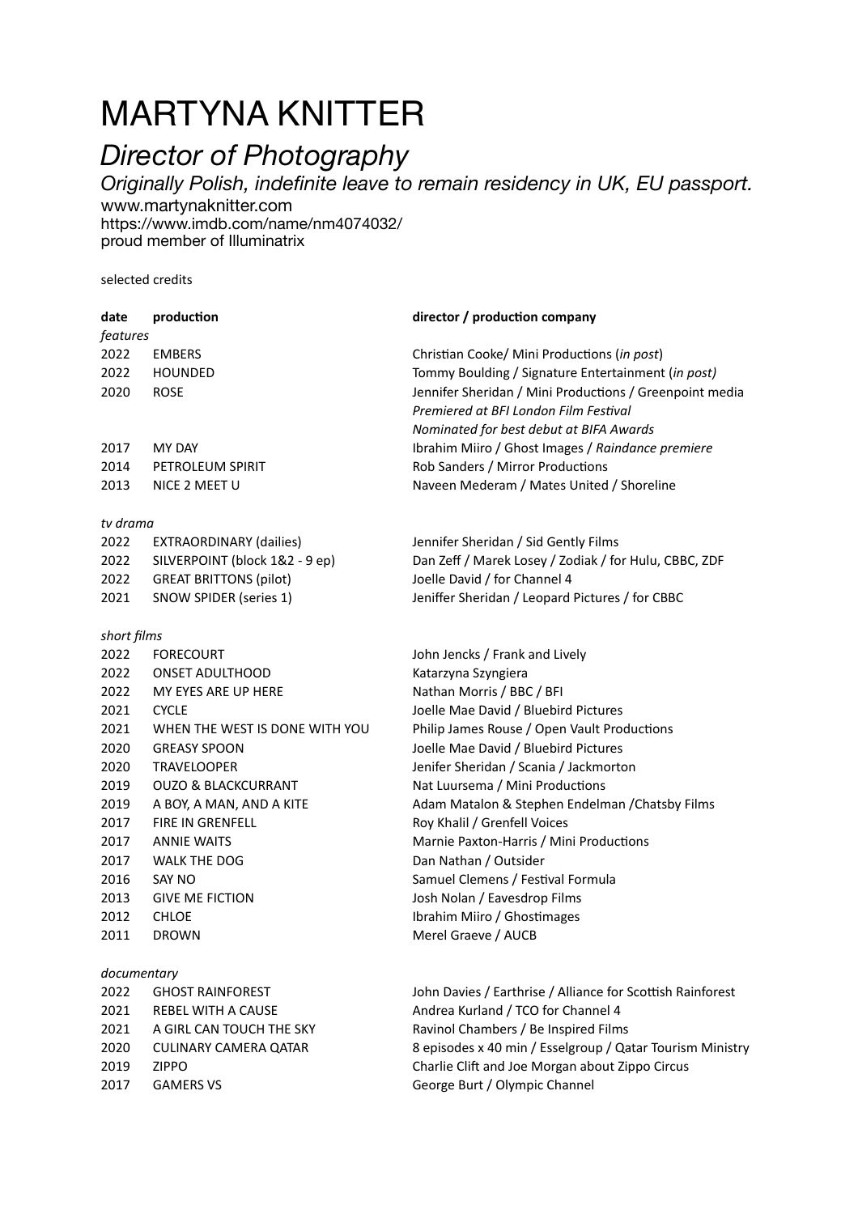# MARTYNA KNITTER

## *Director of Photography*

*Originally Polish, indefinite leave to remain residency in UK, EU passport.*

www.martynaknitter.com
https://www.imdb.com/name/nm4074032/
proud member of Illuminatrix

selected credits

| **date** | **production** | **director / production company** |
|---|---|---|
| *features* | | |
| 2022 | EMBERS | Christian Cooke/ Mini Productions (*in post*) |
| 2022 | HOUNDED | Tommy Boulding / Signature Entertainment (*in post)* |
| 2020 | ROSE | Jennifer Sheridan / Mini Productions / Greenpoint media<br>*Premiered at BFI London Film Festival*<br>*Nominated for best debut at BIFA Awards* |
| 2017 | MY DAY | Ibrahim Miiro / Ghost Images / *Raindance premiere* |
| 2014 | PETROLEUM SPIRIT | Rob Sanders / Mirror Productions |
| 2013 | NICE 2 MEET U | Naveen Mederam / Mates United / Shoreline |
| *tv drama* | | |
| 2022 | EXTRAORDINARY (dailies) | Jennifer Sheridan / Sid Gently Films |
| 2022 | SILVERPOINT (block 1&2 - 9 ep) | Dan Zeff / Marek Losey / Zodiak / for Hulu, CBBC, ZDF |
| 2022 | GREAT BRITTONS (pilot) | Joelle David / for Channel 4 |
| 2021 | SNOW SPIDER (series 1) | Jeniffer Sheridan / Leopard Pictures / for CBBC |
| *short films* | | |
| 2022 | FORECOURT | John Jencks / Frank and Lively |
| 2022 | ONSET ADULTHOOD | Katarzyna Szyngiera |
| 2022 | MY EYES ARE UP HERE | Nathan Morris / BBC / BFI |
| 2021 | CYCLE | Joelle Mae David / Bluebird Pictures |
| 2021 | WHEN THE WEST IS DONE WITH YOU | Philip James Rouse / Open Vault Productions |
| 2020 | GREASY SPOON | Joelle Mae David / Bluebird Pictures |
| 2020 | TRAVELOOPER | Jenifer Sheridan / Scania / Jackmorton |
| 2019 | OUZO & BLACKCURRANT | Nat Luursema / Mini Productions |
| 2019 | A BOY, A MAN, AND A KITE | Adam Matalon & Stephen Endelman /Chatsby Films |
| 2017 | FIRE IN GRENFELL | Roy Khalil / Grenfell Voices |
| 2017 | ANNIE WAITS | Marnie Paxton-Harris / Mini Productions |
| 2017 | WALK THE DOG | Dan Nathan / Outsider |
| 2016 | SAY NO | Samuel Clemens / Festival Formula |
| 2013 | GIVE ME FICTION | Josh Nolan / Eavesdrop Films |
| 2012 | CHLOE | Ibrahim Miiro / Ghostimages |
| 2011 | DROWN | Merel Graeve / AUCB |
| *documentary* | | |
| 2022 | GHOST RAINFOREST | John Davies / Earthrise / Alliance for Scottish Rainforest |
| 2021 | REBEL WITH A CAUSE | Andrea Kurland / TCO for Channel 4 |
| 2021 | A GIRL CAN TOUCH THE SKY | Ravinol Chambers / Be Inspired Films |
| 2020 | CULINARY CAMERA QATAR | 8 episodes x 40 min / Esselgroup / Qatar Tourism Ministry |
| 2019 | ZIPPO | Charlie Clift and Joe Morgan about Zippo Circus |
| 2017 | GAMERS VS | George Burt / Olympic Channel |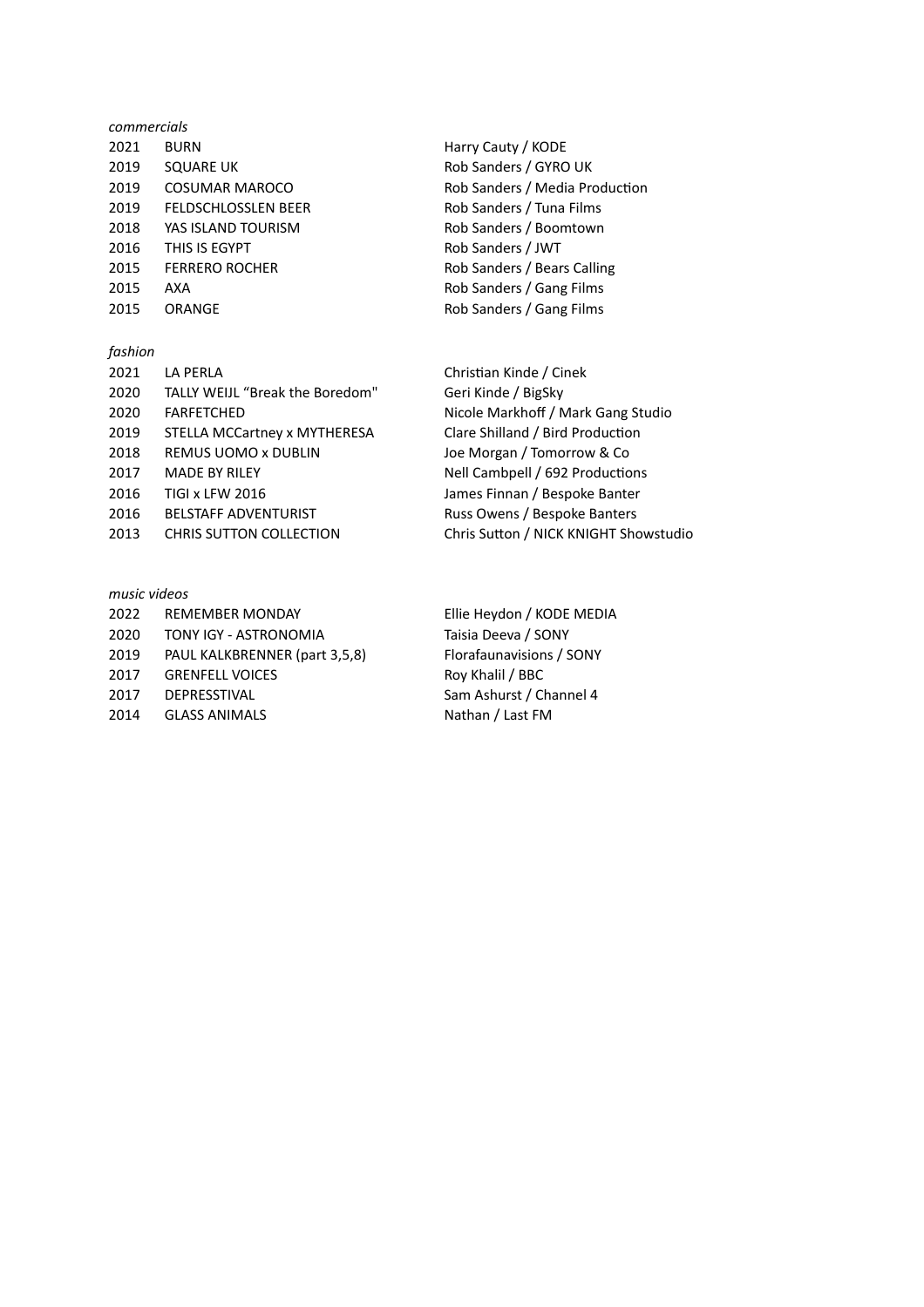*commercials*

| | | |
|---|---|---|
| 2021 | BURN | Harry Cauty / KODE |
| 2019 | SQUARE UK | Rob Sanders / GYRO UK |
| 2019 | COSUMAR MAROCO | Rob Sanders / Media Production |
| 2019 | FELDSCHLOSSLEN BEER | Rob Sanders / Tuna Films |
| 2018 | YAS ISLAND TOURISM | Rob Sanders / Boomtown |
| 2016 | THIS IS EGYPT | Rob Sanders / JWT |
| 2015 | FERRERO ROCHER | Rob Sanders / Bears Calling |
| 2015 | AXA | Rob Sanders / Gang Films |
| 2015 | ORANGE | Rob Sanders / Gang Films |

*fashion*

| | | |
|---|---|---|
| 2021 | LA PERLA | Christian Kinde / Cinek |
| 2020 | TALLY WEIJL "Break the Boredom" | Geri Kinde / BigSky |
| 2020 | FARFETCHED | Nicole Markhoff / Mark Gang Studio |
| 2019 | STELLA MCCartney x MYTHERESA | Clare Shilland / Bird Production |
| 2018 | REMUS UOMO x DUBLIN | Joe Morgan / Tomorrow & Co |
| 2017 | MADE BY RILEY | Nell Cambpell / 692 Productions |
| 2016 | TIGI x LFW 2016 | James Finnan / Bespoke Banter |
| 2016 | BELSTAFF ADVENTURIST | Russ Owens / Bespoke Banters |
| 2013 | CHRIS SUTTON COLLECTION | Chris Sutton / NICK KNIGHT Showstudio |

*music videos*

| | | |
|---|---|---|
| 2022 | REMEMBER MONDAY | Ellie Heydon / KODE MEDIA |
| 2020 | TONY IGY - ASTRONOMIA | Taisia Deeva / SONY |
| 2019 | PAUL KALKBRENNER (part 3,5,8) | Florafaunavisions / SONY |
| 2017 | GRENFELL VOICES | Roy Khalil / BBC |
| 2017 | DEPRESSTIVAL | Sam Ashurst / Channel 4 |
| 2014 | GLASS ANIMALS | Nathan / Last FM |